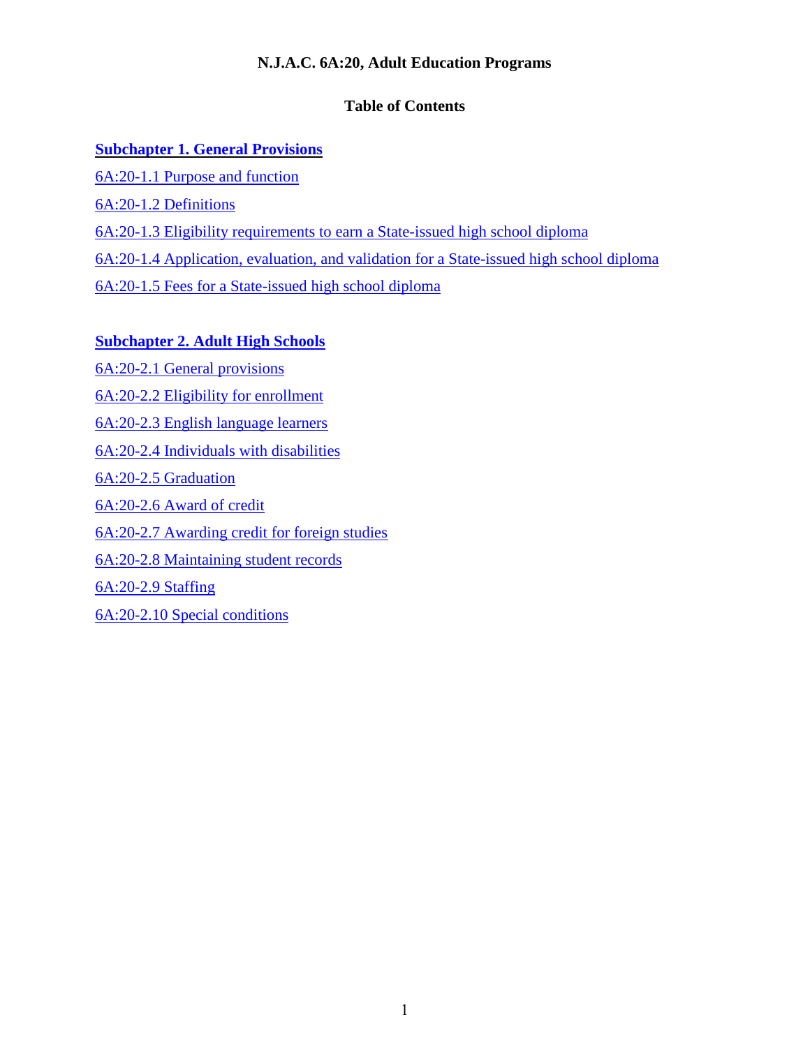# N.J.A.C. 6A:20, Adult Education Programs

## Table of Contents

**Subchapter 1. General Provisions**

6A:20-1.1 Purpose and function

6A:20-1.2 Definitions

6A:20-1.3 Eligibility requirements to earn a State-issued high school diploma

6A:20-1.4 Application, evaluation, and validation for a State-issued high school diploma

6A:20-1.5 Fees for a State-issued high school diploma

**Subchapter 2. Adult High Schools**

6A:20-2.1 General provisions

6A:20-2.2 Eligibility for enrollment

6A:20-2.3 English language learners

6A:20-2.4 Individuals with disabilities

6A:20-2.5 Graduation

6A:20-2.6 Award of credit

6A:20-2.7 Awarding credit for foreign studies

6A:20-2.8 Maintaining student records

6A:20-2.9 Staffing

6A:20-2.10 Special conditions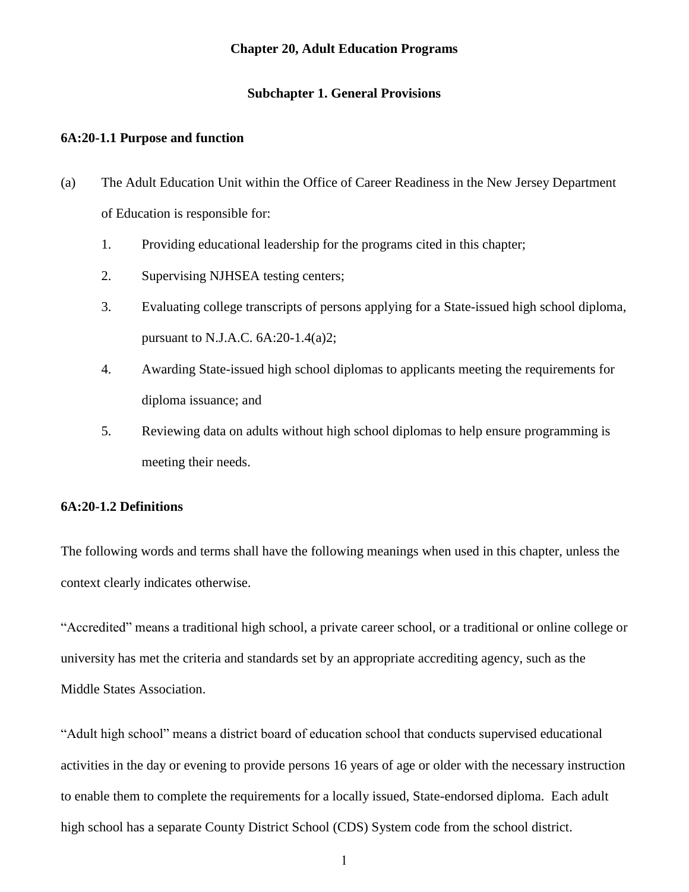## Chapter 20, Adult Education Programs

### Subchapter 1. General Provisions

**6A:20-1.1 Purpose and function**

(a) The Adult Education Unit within the Office of Career Readiness in the New Jersey Department of Education is responsible for:

1. Providing educational leadership for the programs cited in this chapter;
2. Supervising NJHSEA testing centers;
3. Evaluating college transcripts of persons applying for a State-issued high school diploma, pursuant to N.J.A.C. 6A:20-1.4(a)2;
4. Awarding State-issued high school diplomas to applicants meeting the requirements for diploma issuance; and
5. Reviewing data on adults without high school diplomas to help ensure programming is meeting their needs.

**6A:20-1.2 Definitions**

The following words and terms shall have the following meanings when used in this chapter, unless the context clearly indicates otherwise.

"Accredited" means a traditional high school, a private career school, or a traditional or online college or university has met the criteria and standards set by an appropriate accrediting agency, such as the Middle States Association.

"Adult high school" means a district board of education school that conducts supervised educational activities in the day or evening to provide persons 16 years of age or older with the necessary instruction to enable them to complete the requirements for a locally issued, State-endorsed diploma. Each adult high school has a separate County District School (CDS) System code from the school district.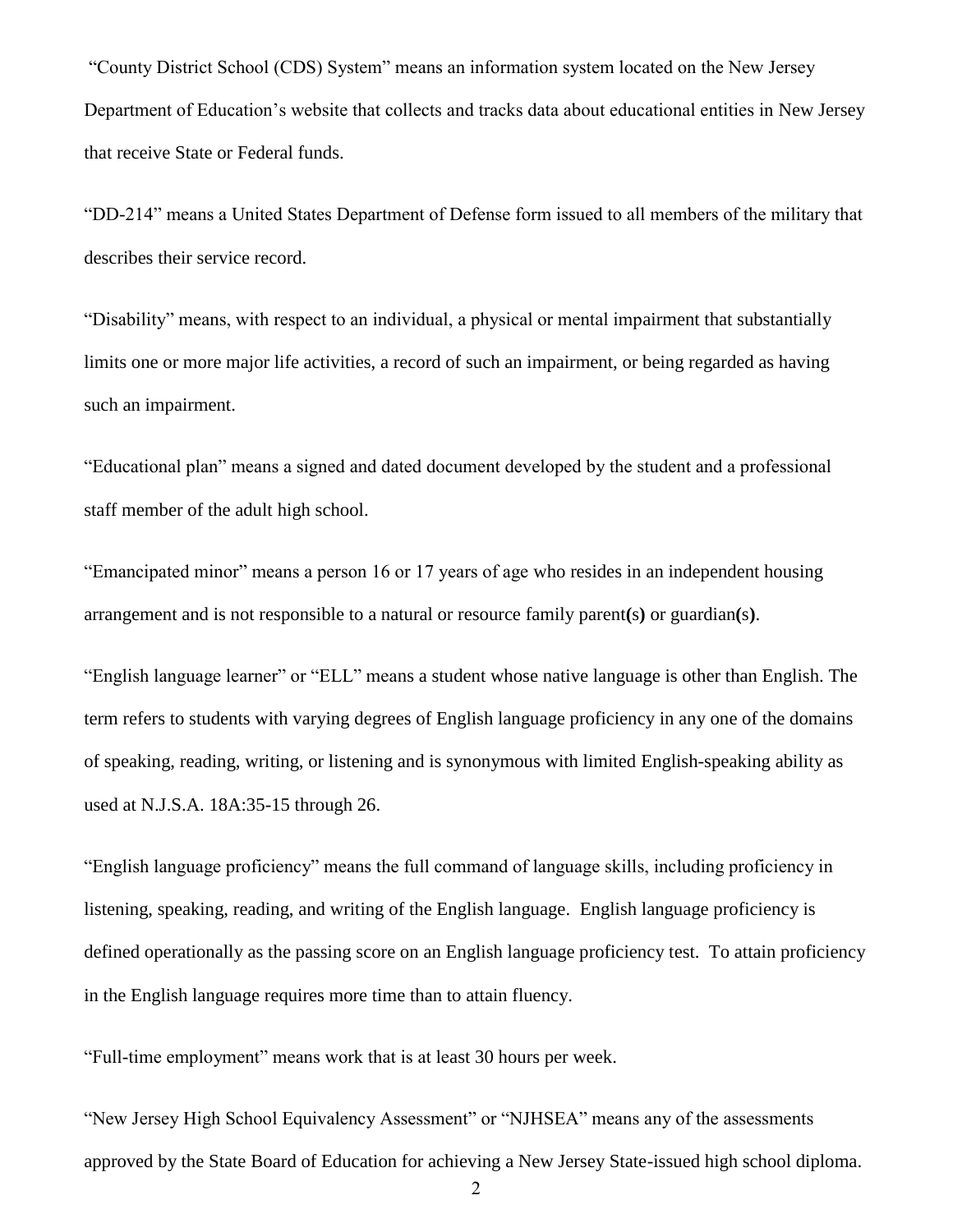"County District School (CDS) System" means an information system located on the New Jersey Department of Education's website that collects and tracks data about educational entities in New Jersey that receive State or Federal funds.

"DD-214" means a United States Department of Defense form issued to all members of the military that describes their service record.

"Disability" means, with respect to an individual, a physical or mental impairment that substantially limits one or more major life activities, a record of such an impairment, or being regarded as having such an impairment.

"Educational plan" means a signed and dated document developed by the student and a professional staff member of the adult high school.

"Emancipated minor" means a person 16 or 17 years of age who resides in an independent housing arrangement and is not responsible to a natural or resource family parent**(**s**)** or guardian**(**s**)**.

"English language learner" or "ELL" means a student whose native language is other than English. The term refers to students with varying degrees of English language proficiency in any one of the domains of speaking, reading, writing, or listening and is synonymous with limited English-speaking ability as used at N.J.S.A. 18A:35-15 through 26.

"English language proficiency" means the full command of language skills, including proficiency in listening, speaking, reading, and writing of the English language. English language proficiency is defined operationally as the passing score on an English language proficiency test. To attain proficiency in the English language requires more time than to attain fluency.

"Full-time employment" means work that is at least 30 hours per week.

"New Jersey High School Equivalency Assessment" or "NJHSEA" means any of the assessments approved by the State Board of Education for achieving a New Jersey State-issued high school diploma.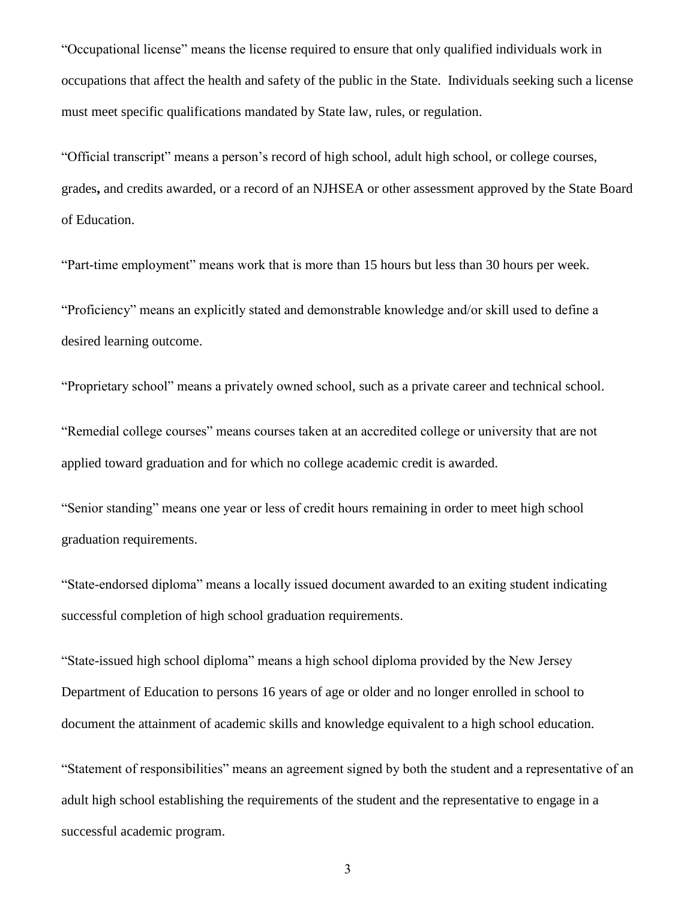“Occupational license” means the license required to ensure that only qualified individuals work in occupations that affect the health and safety of the public in the State. Individuals seeking such a license must meet specific qualifications mandated by State law, rules, or regulation.

“Official transcript” means a person’s record of high school, adult high school, or college courses, grades**,** and credits awarded, or a record of an NJHSEA or other assessment approved by the State Board of Education.

“Part-time employment” means work that is more than 15 hours but less than 30 hours per week.

“Proficiency” means an explicitly stated and demonstrable knowledge and/or skill used to define a desired learning outcome.

“Proprietary school” means a privately owned school, such as a private career and technical school.

“Remedial college courses” means courses taken at an accredited college or university that are not applied toward graduation and for which no college academic credit is awarded.

“Senior standing” means one year or less of credit hours remaining in order to meet high school graduation requirements.

“State-endorsed diploma” means a locally issued document awarded to an exiting student indicating successful completion of high school graduation requirements.

“State-issued high school diploma” means a high school diploma provided by the New Jersey Department of Education to persons 16 years of age or older and no longer enrolled in school to document the attainment of academic skills and knowledge equivalent to a high school education.

“Statement of responsibilities” means an agreement signed by both the student and a representative of an adult high school establishing the requirements of the student and the representative to engage in a successful academic program.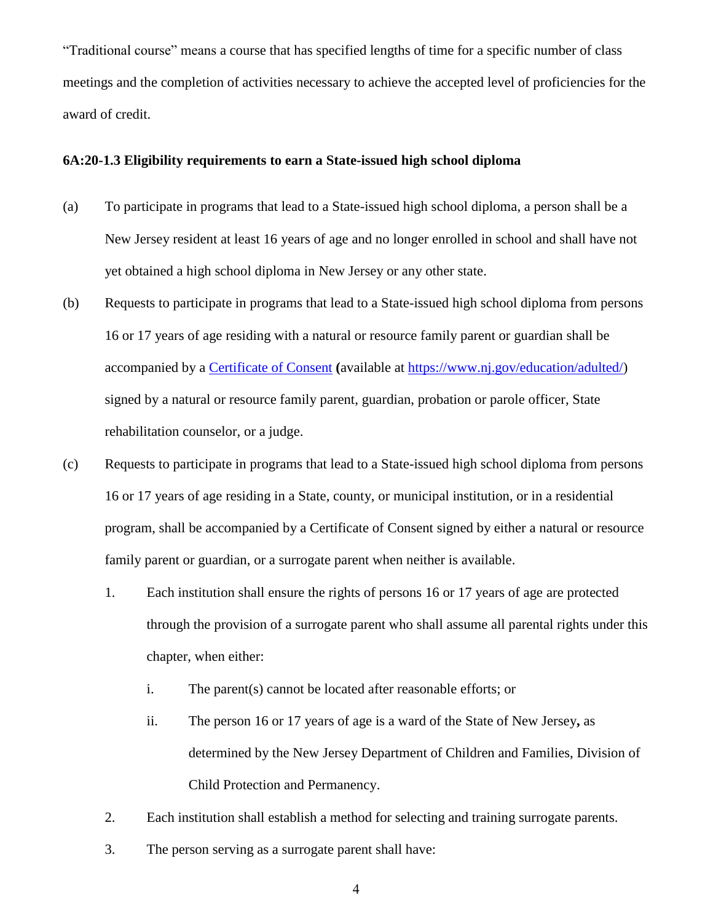"Traditional course" means a course that has specified lengths of time for a specific number of class meetings and the completion of activities necessary to achieve the accepted level of proficiencies for the award of credit.

**6A:20-1.3 Eligibility requirements to earn a State-issued high school diploma**

(a) To participate in programs that lead to a State-issued high school diploma, a person shall be a New Jersey resident at least 16 years of age and no longer enrolled in school and shall have not yet obtained a high school diploma in New Jersey or any other state.

(b) Requests to participate in programs that lead to a State-issued high school diploma from persons 16 or 17 years of age residing with a natural or resource family parent or guardian shall be accompanied by a Certificate of Consent (available at https://www.nj.gov/education/adulted/) signed by a natural or resource family parent, guardian, probation or parole officer, State rehabilitation counselor, or a judge.

(c) Requests to participate in programs that lead to a State-issued high school diploma from persons 16 or 17 years of age residing in a State, county, or municipal institution, or in a residential program, shall be accompanied by a Certificate of Consent signed by either a natural or resource family parent or guardian, or a surrogate parent when neither is available.

1. Each institution shall ensure the rights of persons 16 or 17 years of age are protected through the provision of a surrogate parent who shall assume all parental rights under this chapter, when either:

    i. The parent(s) cannot be located after reasonable efforts; or

    ii. The person 16 or 17 years of age is a ward of the State of New Jersey, as determined by the New Jersey Department of Children and Families, Division of Child Protection and Permanency.

2. Each institution shall establish a method for selecting and training surrogate parents.

3. The person serving as a surrogate parent shall have: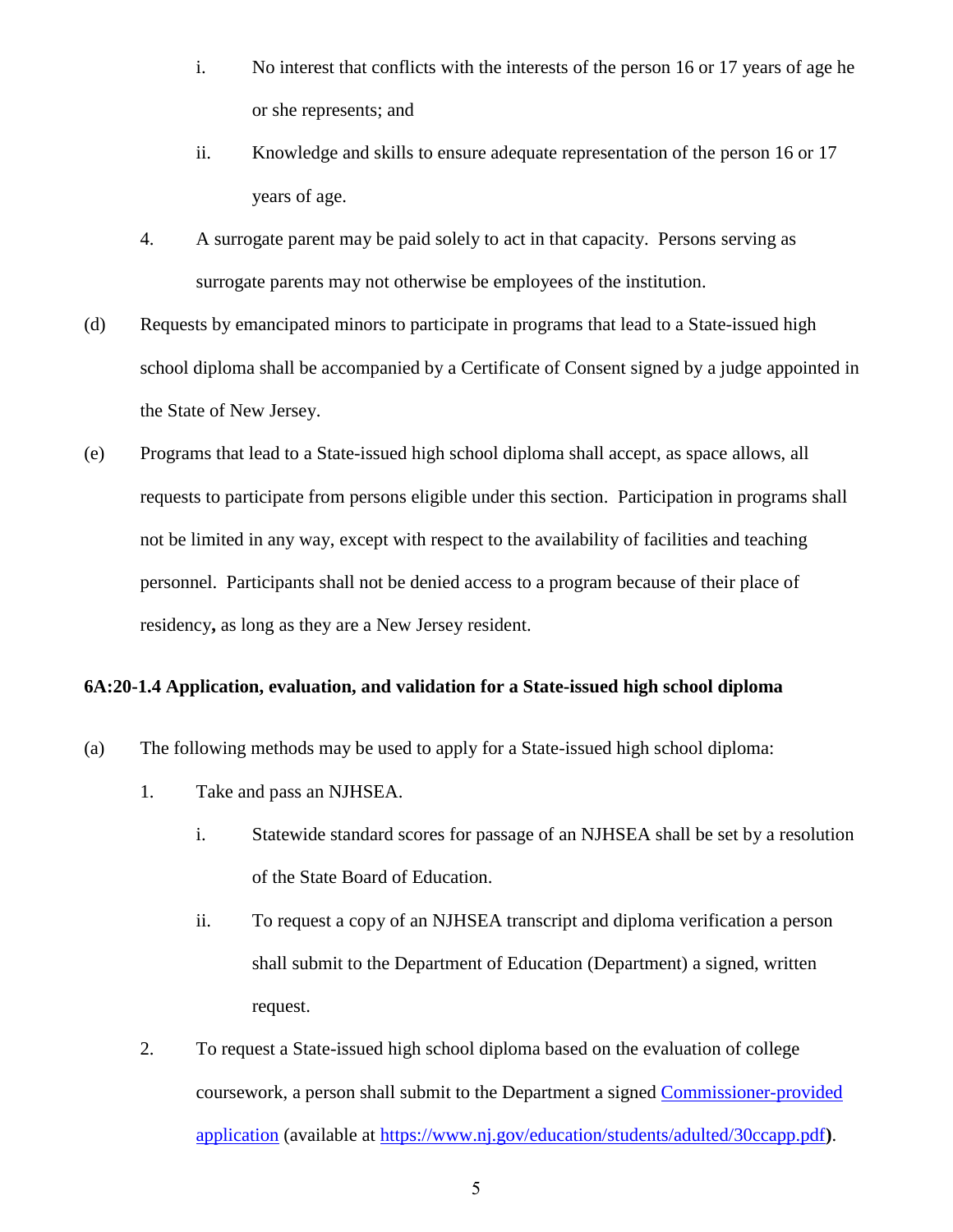i. No interest that conflicts with the interests of the person 16 or 17 years of age he or she represents; and

ii. Knowledge and skills to ensure adequate representation of the person 16 or 17 years of age.

4. A surrogate parent may be paid solely to act in that capacity. Persons serving as surrogate parents may not otherwise be employees of the institution.

(d) Requests by emancipated minors to participate in programs that lead to a State-issued high school diploma shall be accompanied by a Certificate of Consent signed by a judge appointed in the State of New Jersey.

(e) Programs that lead to a State-issued high school diploma shall accept, as space allows, all requests to participate from persons eligible under this section. Participation in programs shall not be limited in any way, except with respect to the availability of facilities and teaching personnel. Participants shall not be denied access to a program because of their place of residency**,** as long as they are a New Jersey resident.

**6A:20-1.4 Application, evaluation, and validation for a State-issued high school diploma**

(a) The following methods may be used to apply for a State-issued high school diploma:

1. Take and pass an NJHSEA.

   i. Statewide standard scores for passage of an NJHSEA shall be set by a resolution of the State Board of Education.

   ii. To request a copy of an NJHSEA transcript and diploma verification a person shall submit to the Department of Education (Department) a signed, written request.

2. To request a State-issued high school diploma based on the evaluation of college coursework, a person shall submit to the Department a signed [Commissioner-provided application](https://www.nj.gov/education/students/adulted/30ccapp.pdf) (available at [https://www.nj.gov/education/students/adulted/30ccapp.pdf](https://www.nj.gov/education/students/adulted/30ccapp.pdf)**)**.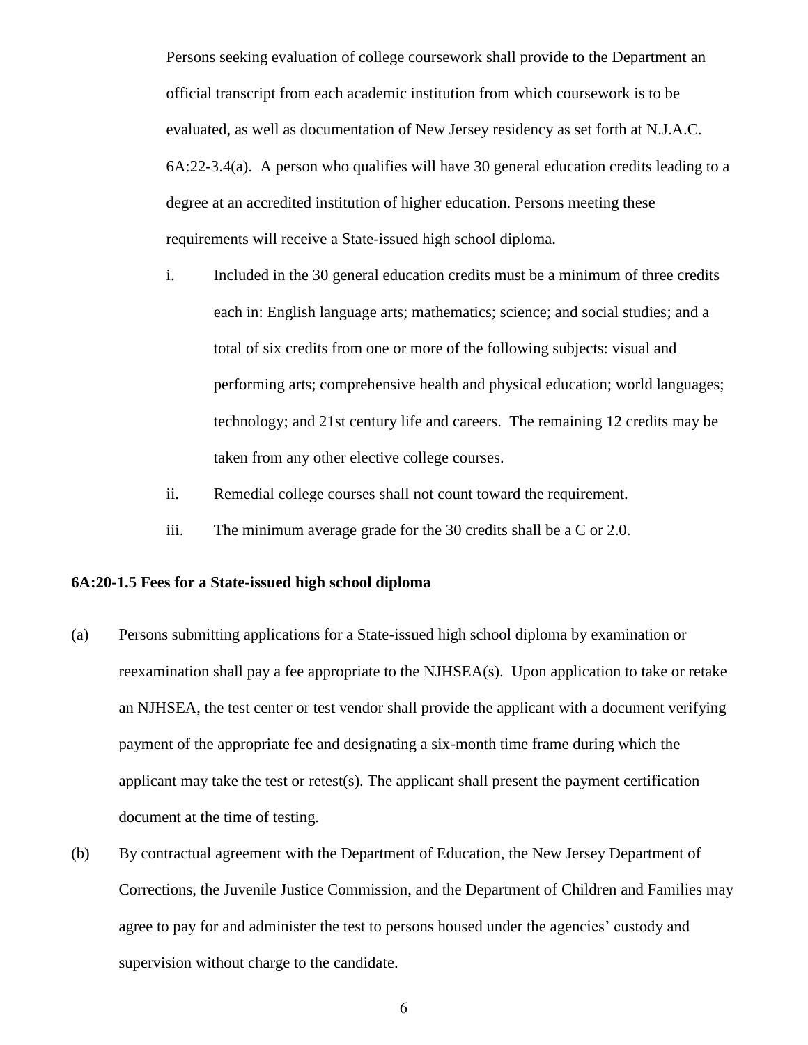Persons seeking evaluation of college coursework shall provide to the Department an official transcript from each academic institution from which coursework is to be evaluated, as well as documentation of New Jersey residency as set forth at N.J.A.C. 6A:22-3.4(a). A person who qualifies will have 30 general education credits leading to a degree at an accredited institution of higher education. Persons meeting these requirements will receive a State-issued high school diploma.

i. Included in the 30 general education credits must be a minimum of three credits each in: English language arts; mathematics; science; and social studies; and a total of six credits from one or more of the following subjects: visual and performing arts; comprehensive health and physical education; world languages; technology; and 21st century life and careers. The remaining 12 credits may be taken from any other elective college courses.

ii. Remedial college courses shall not count toward the requirement.

iii. The minimum average grade for the 30 credits shall be a C or 2.0.

**6A:20-1.5 Fees for a State-issued high school diploma**

(a) Persons submitting applications for a State-issued high school diploma by examination or reexamination shall pay a fee appropriate to the NJHSEA(s). Upon application to take or retake an NJHSEA, the test center or test vendor shall provide the applicant with a document verifying payment of the appropriate fee and designating a six-month time frame during which the applicant may take the test or retest(s). The applicant shall present the payment certification document at the time of testing.

(b) By contractual agreement with the Department of Education, the New Jersey Department of Corrections, the Juvenile Justice Commission, and the Department of Children and Families may agree to pay for and administer the test to persons housed under the agencies' custody and supervision without charge to the candidate.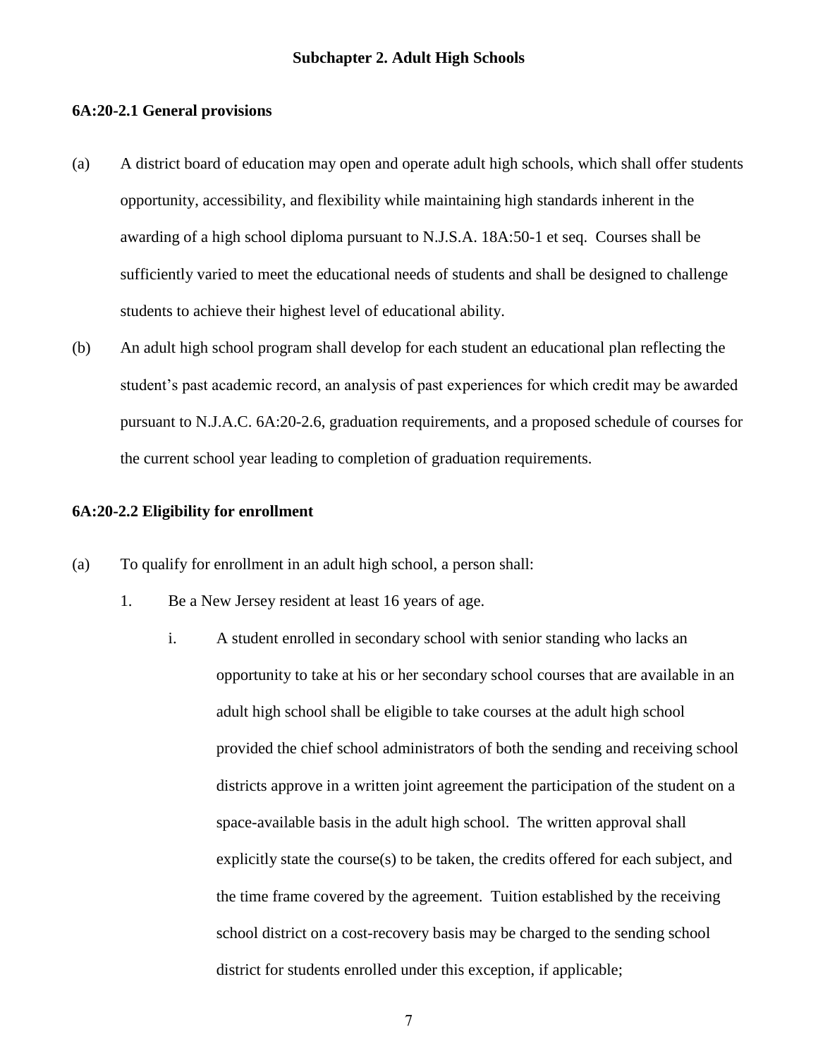## Subchapter 2. Adult High Schools

### 6A:20-2.1 General provisions

(a) A district board of education may open and operate adult high schools, which shall offer students opportunity, accessibility, and flexibility while maintaining high standards inherent in the awarding of a high school diploma pursuant to N.J.S.A. 18A:50-1 et seq. Courses shall be sufficiently varied to meet the educational needs of students and shall be designed to challenge students to achieve their highest level of educational ability.

(b) An adult high school program shall develop for each student an educational plan reflecting the student's past academic record, an analysis of past experiences for which credit may be awarded pursuant to N.J.A.C. 6A:20-2.6, graduation requirements, and a proposed schedule of courses for the current school year leading to completion of graduation requirements.

### 6A:20-2.2 Eligibility for enrollment

(a) To qualify for enrollment in an adult high school, a person shall:

1. Be a New Jersey resident at least 16 years of age.

   i. A student enrolled in secondary school with senior standing who lacks an opportunity to take at his or her secondary school courses that are available in an adult high school shall be eligible to take courses at the adult high school provided the chief school administrators of both the sending and receiving school districts approve in a written joint agreement the participation of the student on a space-available basis in the adult high school. The written approval shall explicitly state the course(s) to be taken, the credits offered for each subject, and the time frame covered by the agreement. Tuition established by the receiving school district on a cost-recovery basis may be charged to the sending school district for students enrolled under this exception, if applicable;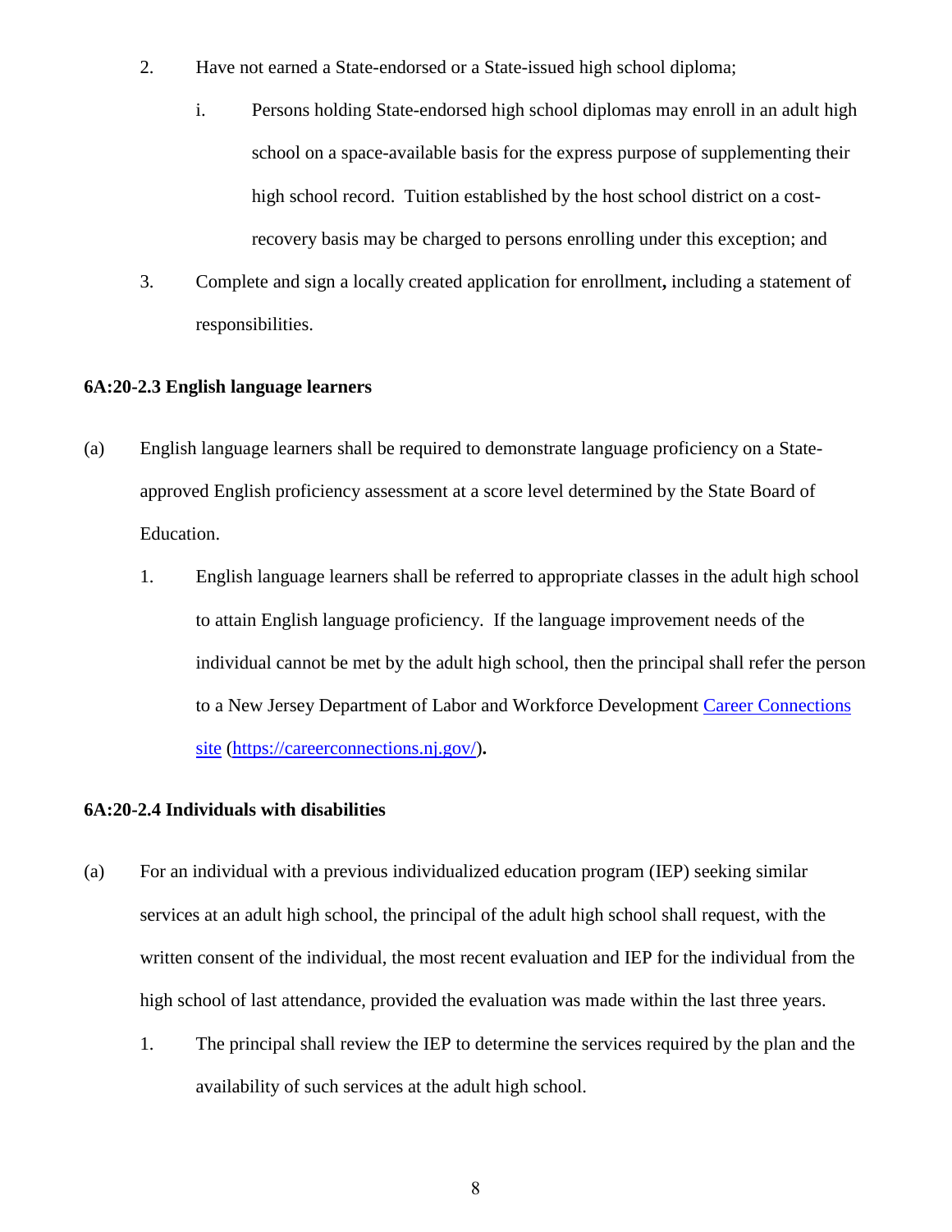2. Have not earned a State-endorsed or a State-issued high school diploma;

   i. Persons holding State-endorsed high school diplomas may enroll in an adult high school on a space-available basis for the express purpose of supplementing their high school record. Tuition established by the host school district on a cost-recovery basis may be charged to persons enrolling under this exception; and

3. Complete and sign a locally created application for enrollment**,** including a statement of responsibilities.

**6A:20-2.3 English language learners**

(a) English language learners shall be required to demonstrate language proficiency on a State-approved English proficiency assessment at a score level determined by the State Board of Education.

1. English language learners shall be referred to appropriate classes in the adult high school to attain English language proficiency. If the language improvement needs of the individual cannot be met by the adult high school, then the principal shall refer the person to a New Jersey Department of Labor and Workforce Development [Career Connections site](https://careerconnections.nj.gov/) (https://careerconnections.nj.gov/)**.**

**6A:20-2.4 Individuals with disabilities**

(a) For an individual with a previous individualized education program (IEP) seeking similar services at an adult high school, the principal of the adult high school shall request, with the written consent of the individual, the most recent evaluation and IEP for the individual from the high school of last attendance, provided the evaluation was made within the last three years.

1. The principal shall review the IEP to determine the services required by the plan and the availability of such services at the adult high school.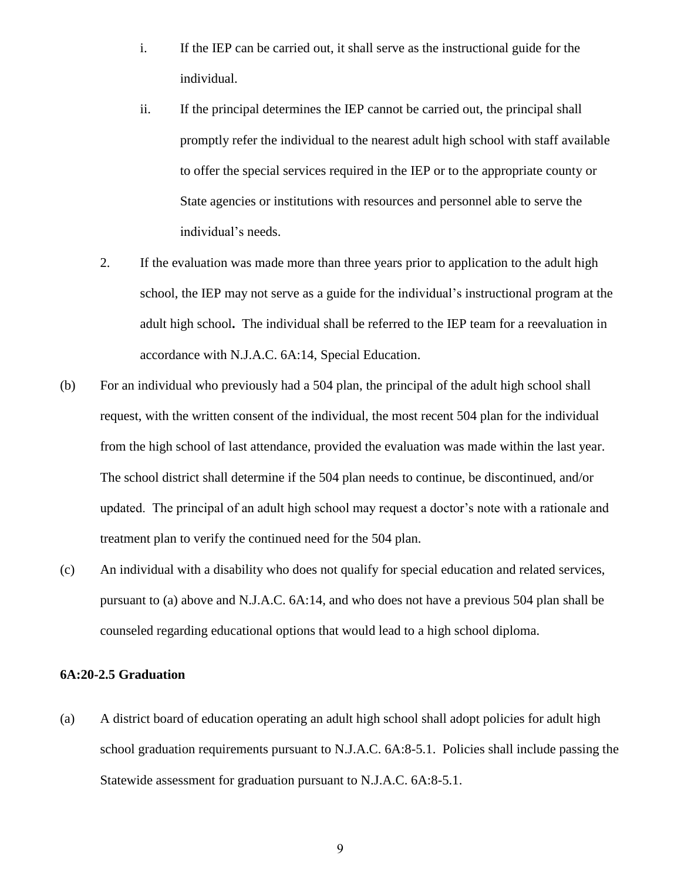i. If the IEP can be carried out, it shall serve as the instructional guide for the individual.

ii. If the principal determines the IEP cannot be carried out, the principal shall promptly refer the individual to the nearest adult high school with staff available to offer the special services required in the IEP or to the appropriate county or State agencies or institutions with resources and personnel able to serve the individual's needs.

2. If the evaluation was made more than three years prior to application to the adult high school, the IEP may not serve as a guide for the individual's instructional program at the adult high school**.** The individual shall be referred to the IEP team for a reevaluation in accordance with N.J.A.C. 6A:14, Special Education.

(b) For an individual who previously had a 504 plan, the principal of the adult high school shall request, with the written consent of the individual, the most recent 504 plan for the individual from the high school of last attendance, provided the evaluation was made within the last year. The school district shall determine if the 504 plan needs to continue, be discontinued, and/or updated. The principal of an adult high school may request a doctor's note with a rationale and treatment plan to verify the continued need for the 504 plan.

(c) An individual with a disability who does not qualify for special education and related services, pursuant to (a) above and N.J.A.C. 6A:14, and who does not have a previous 504 plan shall be counseled regarding educational options that would lead to a high school diploma.

**6A:20-2.5 Graduation**

(a) A district board of education operating an adult high school shall adopt policies for adult high school graduation requirements pursuant to N.J.A.C. 6A:8-5.1. Policies shall include passing the Statewide assessment for graduation pursuant to N.J.A.C. 6A:8-5.1.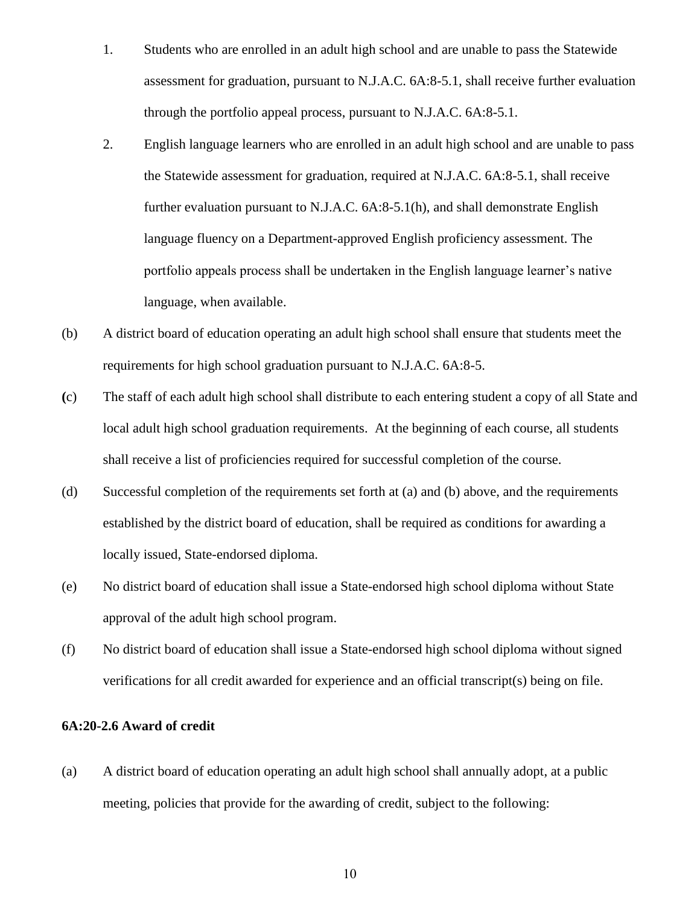1. Students who are enrolled in an adult high school and are unable to pass the Statewide assessment for graduation, pursuant to N.J.A.C. 6A:8-5.1, shall receive further evaluation through the portfolio appeal process, pursuant to N.J.A.C. 6A:8-5.1.

2. English language learners who are enrolled in an adult high school and are unable to pass the Statewide assessment for graduation, required at N.J.A.C. 6A:8-5.1, shall receive further evaluation pursuant to N.J.A.C. 6A:8-5.1(h), and shall demonstrate English language fluency on a Department-approved English proficiency assessment. The portfolio appeals process shall be undertaken in the English language learner's native language, when available.

(b) A district board of education operating an adult high school shall ensure that students meet the requirements for high school graduation pursuant to N.J.A.C. 6A:8-5.

(c) The staff of each adult high school shall distribute to each entering student a copy of all State and local adult high school graduation requirements. At the beginning of each course, all students shall receive a list of proficiencies required for successful completion of the course.

(d) Successful completion of the requirements set forth at (a) and (b) above, and the requirements established by the district board of education, shall be required as conditions for awarding a locally issued, State-endorsed diploma.

(e) No district board of education shall issue a State-endorsed high school diploma without State approval of the adult high school program.

(f) No district board of education shall issue a State-endorsed high school diploma without signed verifications for all credit awarded for experience and an official transcript(s) being on file.

**6A:20-2.6 Award of credit**

(a) A district board of education operating an adult high school shall annually adopt, at a public meeting, policies that provide for the awarding of credit, subject to the following: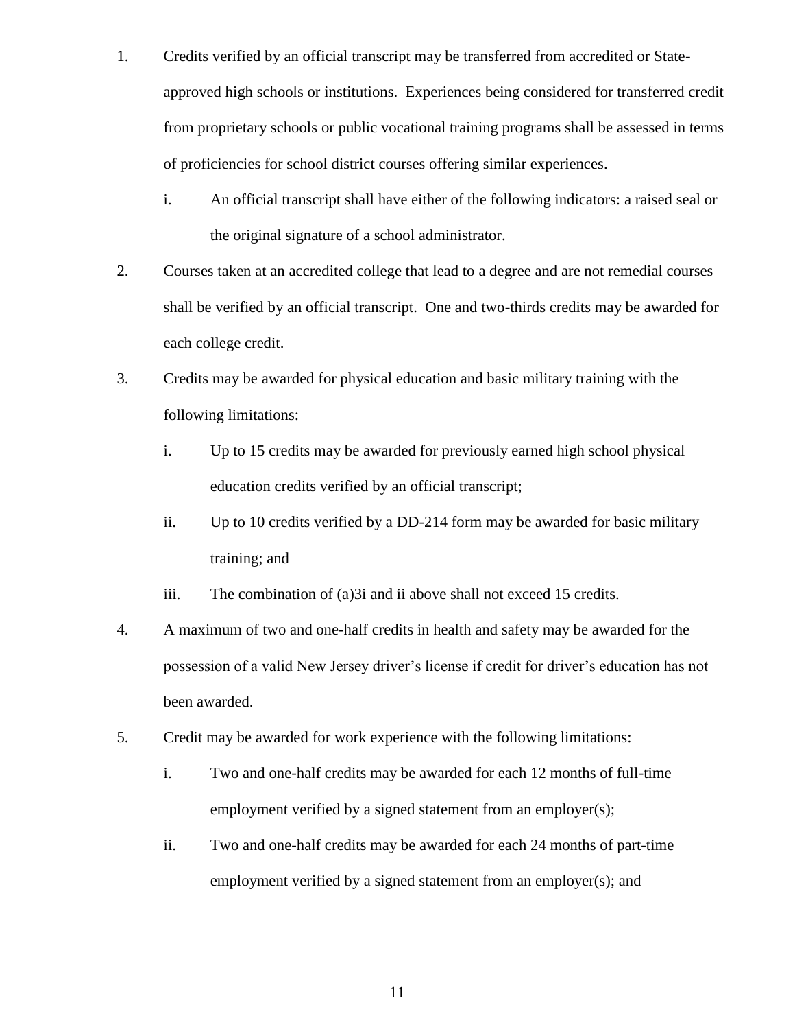1. Credits verified by an official transcript may be transferred from accredited or State-approved high schools or institutions. Experiences being considered for transferred credit from proprietary schools or public vocational training programs shall be assessed in terms of proficiencies for school district courses offering similar experiences.

   i. An official transcript shall have either of the following indicators: a raised seal or the original signature of a school administrator.

2. Courses taken at an accredited college that lead to a degree and are not remedial courses shall be verified by an official transcript. One and two-thirds credits may be awarded for each college credit.

3. Credits may be awarded for physical education and basic military training with the following limitations:

   i. Up to 15 credits may be awarded for previously earned high school physical education credits verified by an official transcript;

   ii. Up to 10 credits verified by a DD-214 form may be awarded for basic military training; and

   iii. The combination of (a)3i and ii above shall not exceed 15 credits.

4. A maximum of two and one-half credits in health and safety may be awarded for the possession of a valid New Jersey driver's license if credit for driver's education has not been awarded.

5. Credit may be awarded for work experience with the following limitations:

   i. Two and one-half credits may be awarded for each 12 months of full-time employment verified by a signed statement from an employer(s);

   ii. Two and one-half credits may be awarded for each 24 months of part-time employment verified by a signed statement from an employer(s); and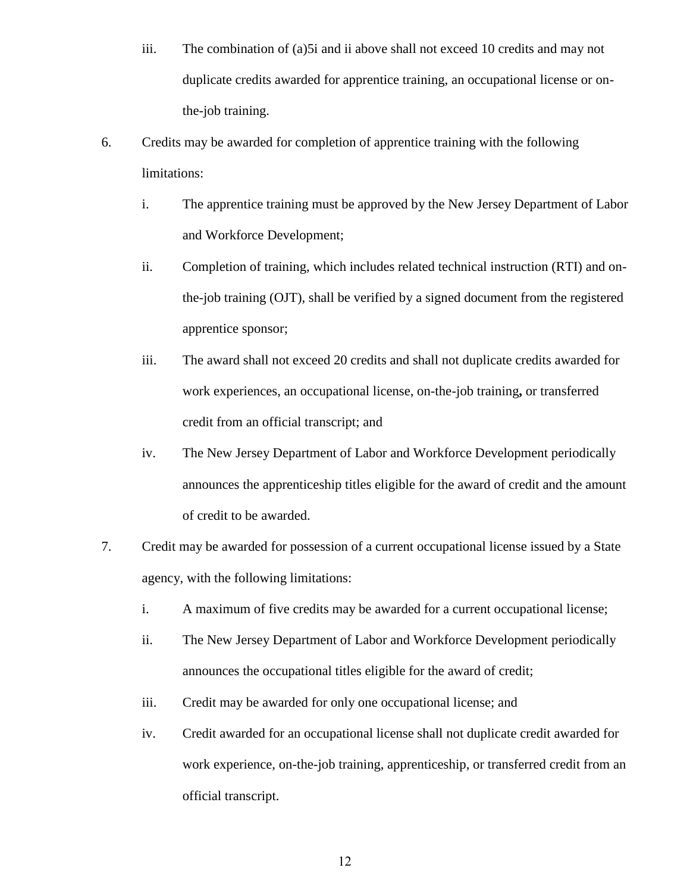iii. The combination of (a)5i and ii above shall not exceed 10 credits and may not duplicate credits awarded for apprentice training, an occupational license or on-the-job training.

6. Credits may be awarded for completion of apprentice training with the following limitations:

   i. The apprentice training must be approved by the New Jersey Department of Labor and Workforce Development;

   ii. Completion of training, which includes related technical instruction (RTI) and on-the-job training (OJT), shall be verified by a signed document from the registered apprentice sponsor;

   iii. The award shall not exceed 20 credits and shall not duplicate credits awarded for work experiences, an occupational license, on-the-job training**,** or transferred credit from an official transcript; and

   iv. The New Jersey Department of Labor and Workforce Development periodically announces the apprenticeship titles eligible for the award of credit and the amount of credit to be awarded.

7. Credit may be awarded for possession of a current occupational license issued by a State agency, with the following limitations:

   i. A maximum of five credits may be awarded for a current occupational license;

   ii. The New Jersey Department of Labor and Workforce Development periodically announces the occupational titles eligible for the award of credit;

   iii. Credit may be awarded for only one occupational license; and

   iv. Credit awarded for an occupational license shall not duplicate credit awarded for work experience, on-the-job training, apprenticeship, or transferred credit from an official transcript.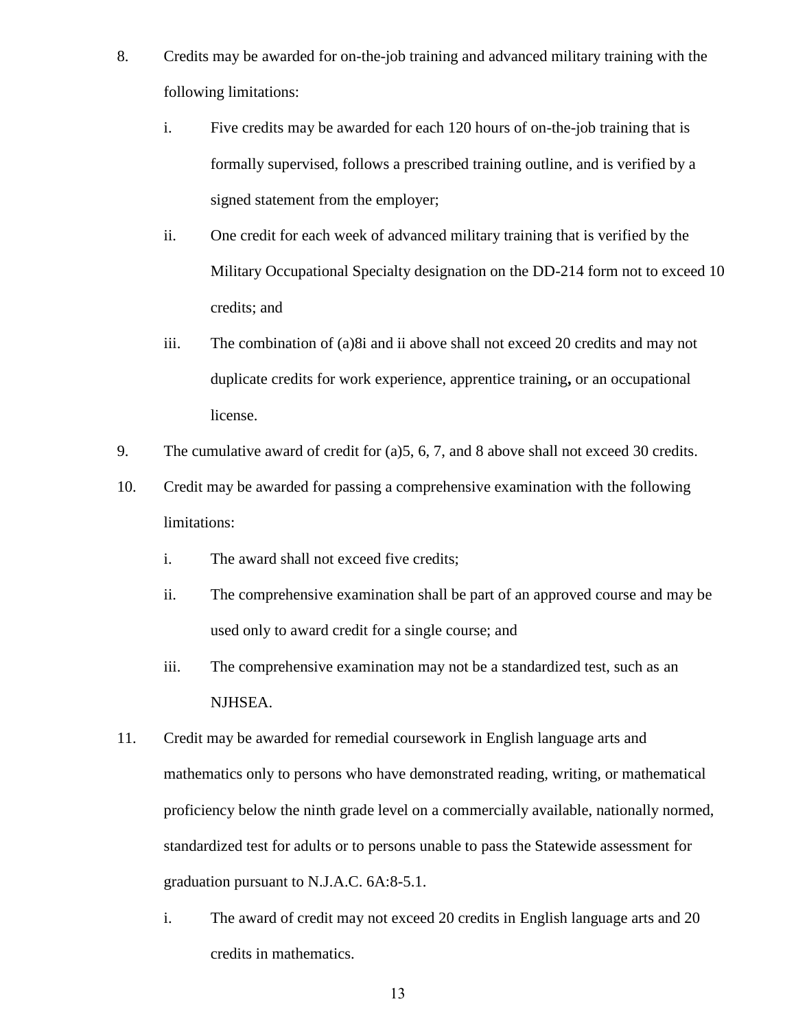8. Credits may be awarded for on-the-job training and advanced military training with the following limitations:

   i. Five credits may be awarded for each 120 hours of on-the-job training that is formally supervised, follows a prescribed training outline, and is verified by a signed statement from the employer;

   ii. One credit for each week of advanced military training that is verified by the Military Occupational Specialty designation on the DD-214 form not to exceed 10 credits; and

   iii. The combination of (a)8i and ii above shall not exceed 20 credits and may not duplicate credits for work experience, apprentice training**,** or an occupational license.

9. The cumulative award of credit for (a)5, 6, 7, and 8 above shall not exceed 30 credits.

10. Credit may be awarded for passing a comprehensive examination with the following limitations:

    i. The award shall not exceed five credits;

    ii. The comprehensive examination shall be part of an approved course and may be used only to award credit for a single course; and

    iii. The comprehensive examination may not be a standardized test, such as an NJHSEA.

11. Credit may be awarded for remedial coursework in English language arts and mathematics only to persons who have demonstrated reading, writing, or mathematical proficiency below the ninth grade level on a commercially available, nationally normed, standardized test for adults or to persons unable to pass the Statewide assessment for graduation pursuant to N.J.A.C. 6A:8-5.1.

    i. The award of credit may not exceed 20 credits in English language arts and 20 credits in mathematics.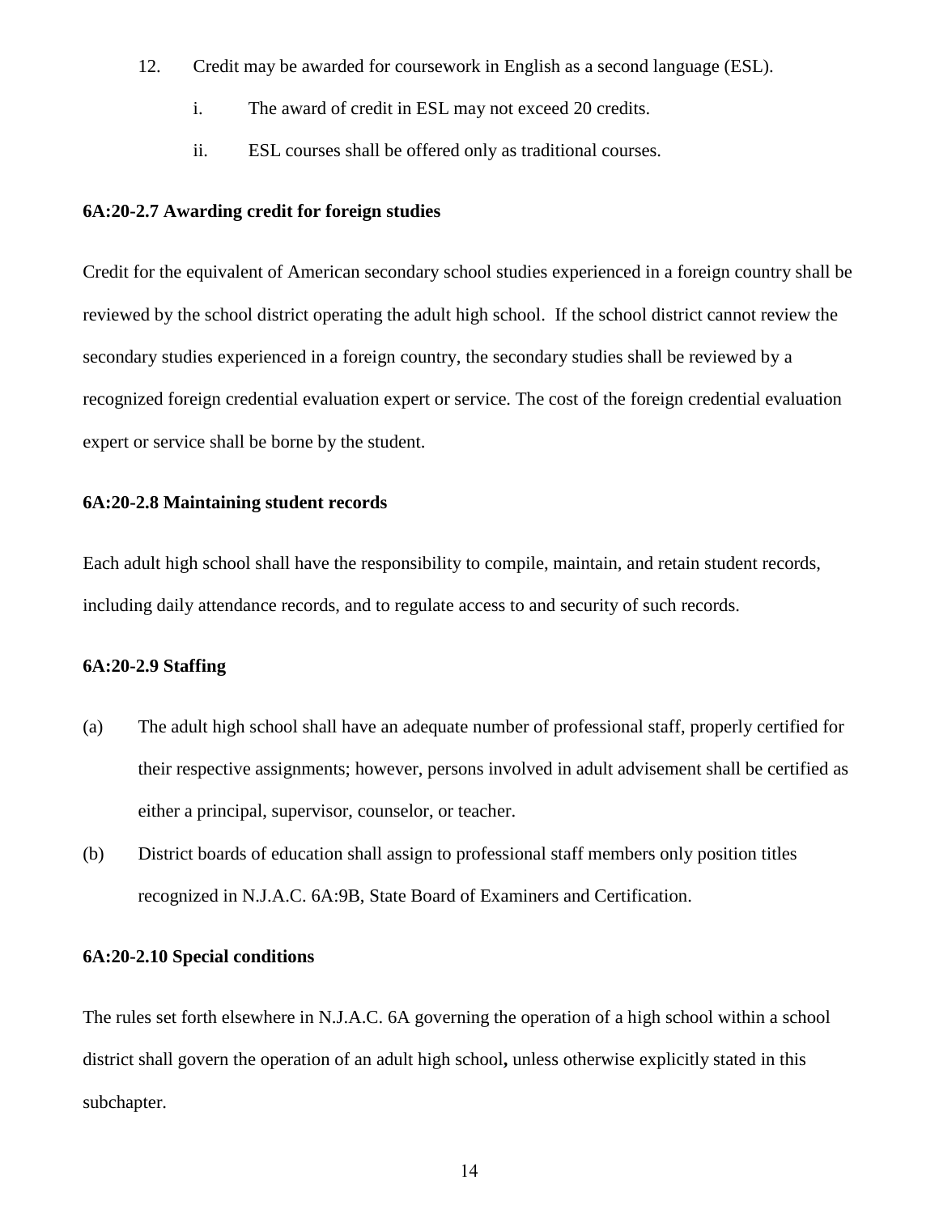12. Credit may be awarded for coursework in English as a second language (ESL).

    i. The award of credit in ESL may not exceed 20 credits.

    ii. ESL courses shall be offered only as traditional courses.

**6A:20-2.7 Awarding credit for foreign studies**

Credit for the equivalent of American secondary school studies experienced in a foreign country shall be reviewed by the school district operating the adult high school. If the school district cannot review the secondary studies experienced in a foreign country, the secondary studies shall be reviewed by a recognized foreign credential evaluation expert or service. The cost of the foreign credential evaluation expert or service shall be borne by the student.

**6A:20-2.8 Maintaining student records**

Each adult high school shall have the responsibility to compile, maintain, and retain student records, including daily attendance records, and to regulate access to and security of such records.

**6A:20-2.9 Staffing**

(a) The adult high school shall have an adequate number of professional staff, properly certified for their respective assignments; however, persons involved in adult advisement shall be certified as either a principal, supervisor, counselor, or teacher.

(b) District boards of education shall assign to professional staff members only position titles recognized in N.J.A.C. 6A:9B, State Board of Examiners and Certification.

**6A:20-2.10 Special conditions**

The rules set forth elsewhere in N.J.A.C. 6A governing the operation of a high school within a school district shall govern the operation of an adult high school**,** unless otherwise explicitly stated in this subchapter.